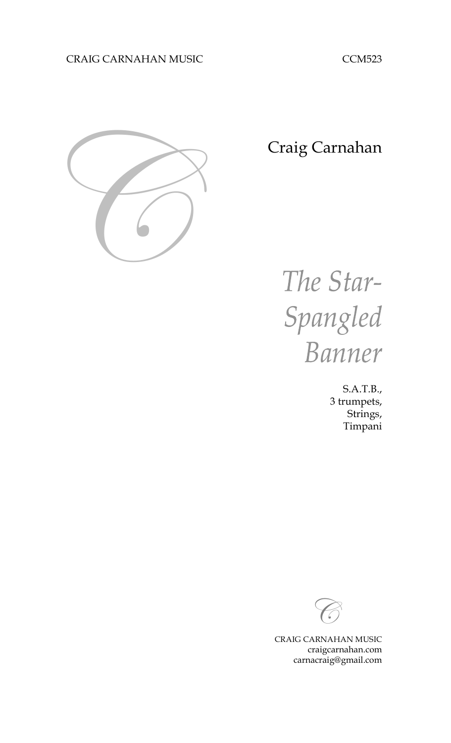CRAIG CARNAHAN MUSIC CCM523

Craig Carnahan

# *The Star-Spangled Banner*

S.A.T.B.,
3 trumpets,
Strings,
Timpani

CRAIG CARNAHAN MUSIC
craigcarnahan.com
carnacraig@gmail.com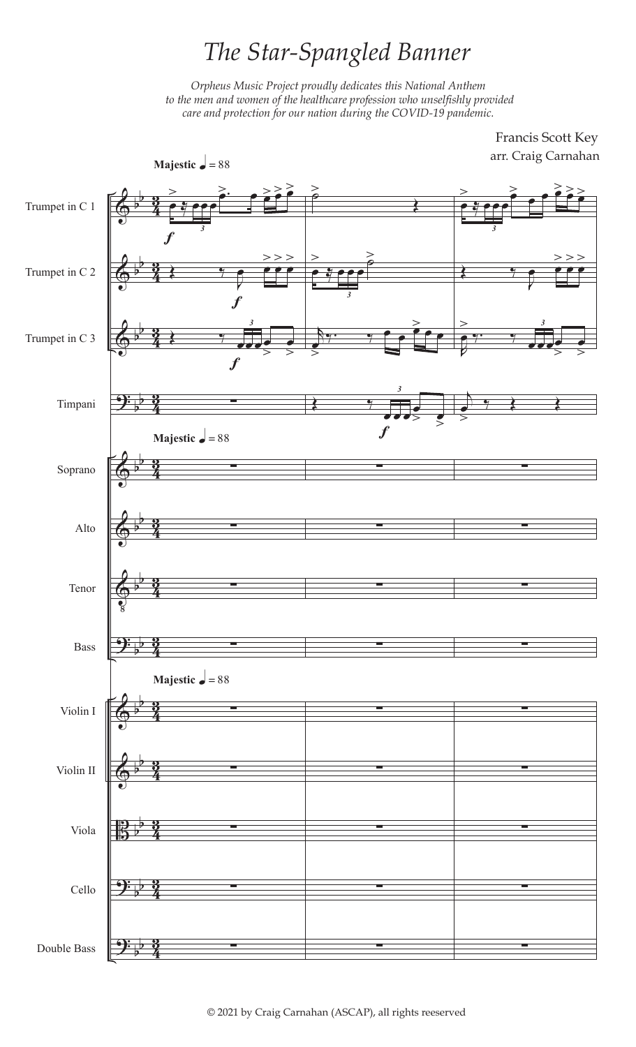# The Star-Spangled Banner

*Orpheus Music Project proudly dedicates this National Anthem to the men and women of the healthcare profession who unselfishly provided care and protection for our nation during the COVID-19 pandemic.*

Francis Scott Key
arr. Craig Carnahan

**Majestic** ♩ = 88

Trumpet in C 1
Trumpet in C 2
Trumpet in C 3
Timpani
Soprano
Alto
Tenor
Bass
Violin I
Violin II
Viola
Cello
Double Bass

© 2021 by Craig Carnahan (ASCAP), all rights reeserved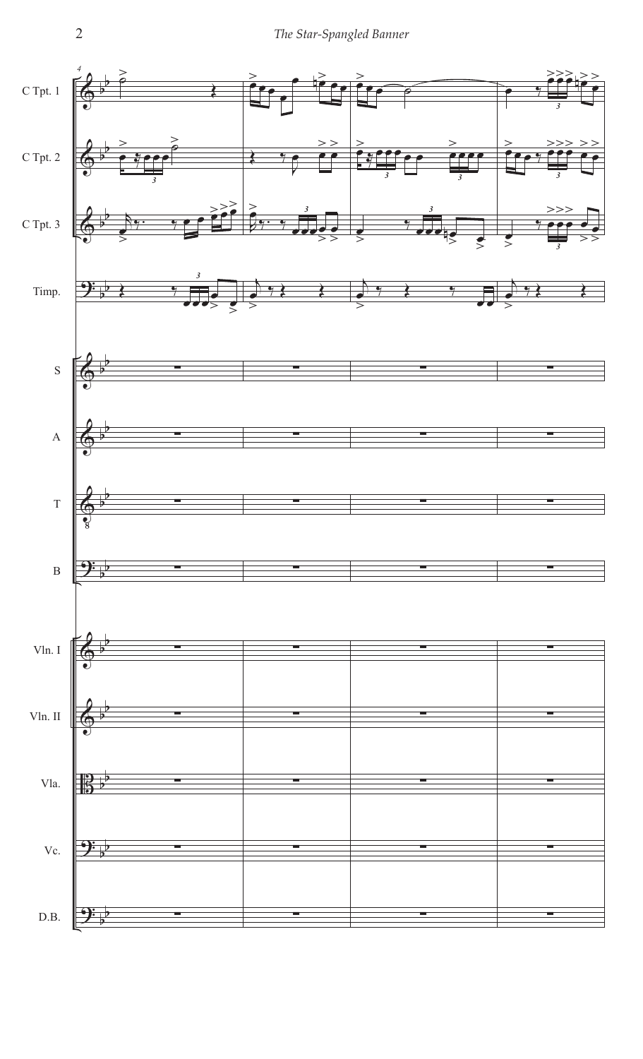C Tpt. 1

C Tpt. 2

C Tpt. 3

Timp.

S

A

T

B

Vln. I

Vln. II

Vla.

Vc.

D.B.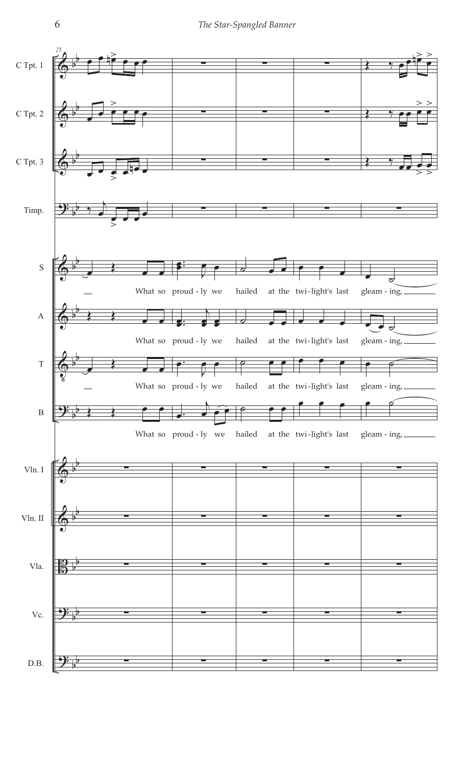25

C Tpt. 1

C Tpt. 2

C Tpt. 3

Timp.

S
What so proud - ly we hailed at the twi-light's last gleam - ing,

A
What so proud - ly we hailed at the twi-light's last gleam - ing,

T
What so proud - ly we hailed at the twi-light's last gleam - ing,

B
What so proud - ly we hailed at the twi-light's last gleam - ing,

Vln. I

Vln. II

Vla.

Vc.

D.B.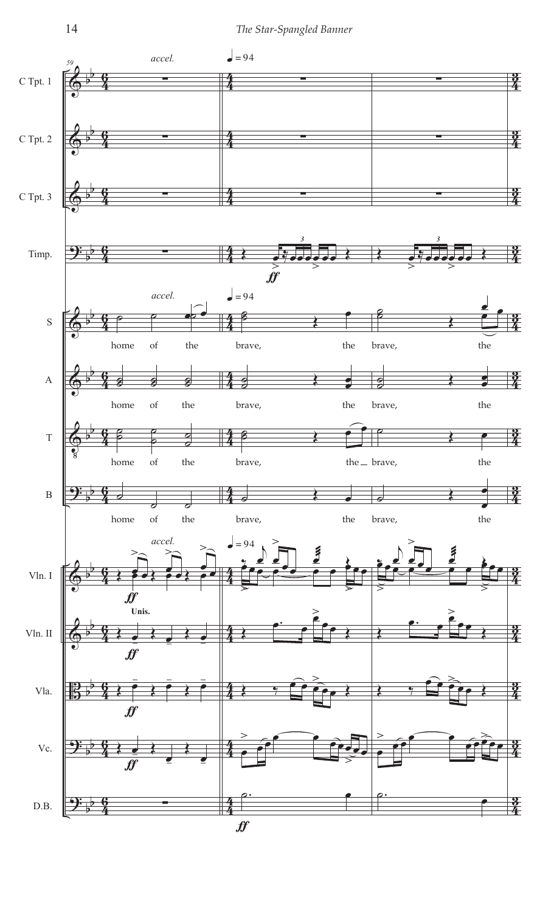59

*accel.*

♩ = 94

C Tpt. 1

C Tpt. 2

C Tpt. 3

Timp.

*ff*

S — home of the brave, the brave, the

A — home of the brave, the brave, the

T — home of the brave, the _ brave, the

B — home of the brave, the brave, the

Vln. I — *ff*

Vln. II — **Unis.** *ff*

Vla. — *ff*

Vc. — *ff*

D.B. — *ff*